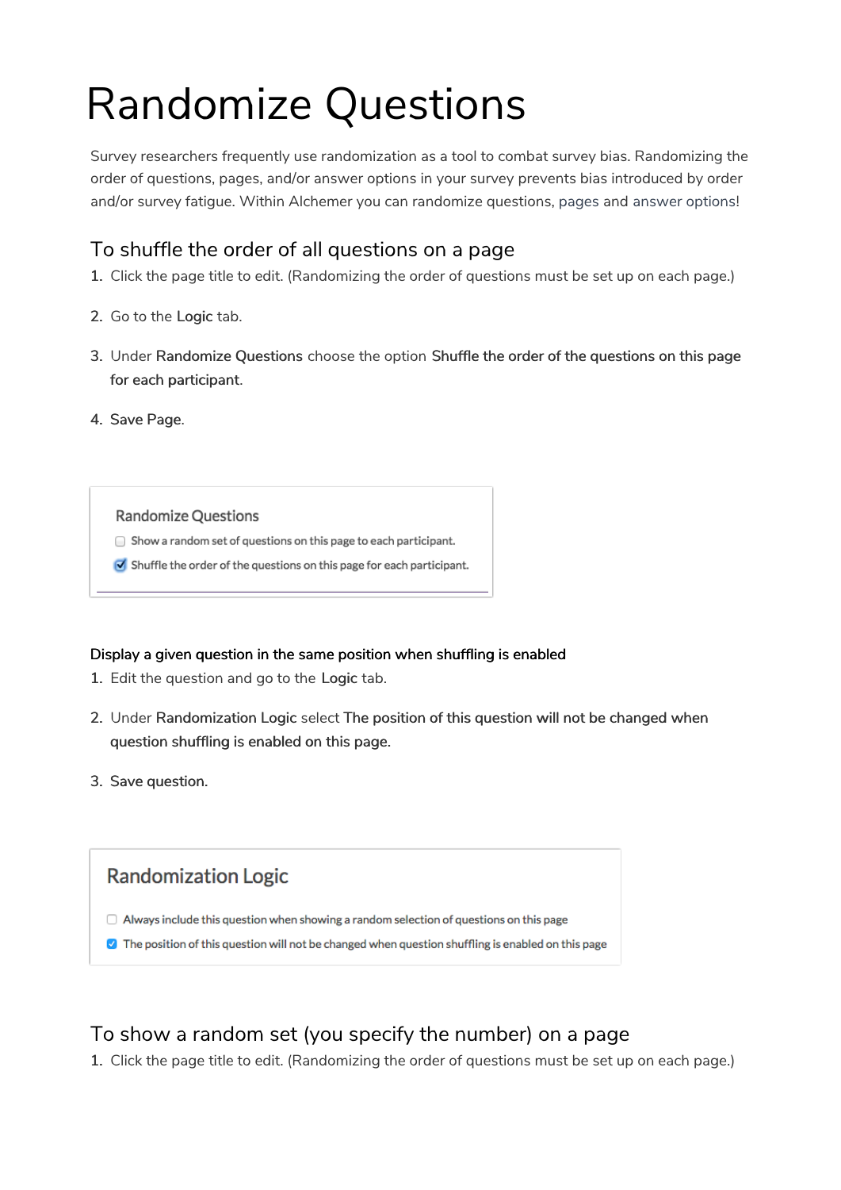# Randomize Questions

Survey researchers frequently use randomization as a tool to combat survey bias. Randomizing the order of questions, pages, and/or answer options in your survey prevents bias introduced by order and/or survey fatigue. Within Alchemer you can randomize questions, pages and answer options!

## To shuffle the order of all questions on a page

1. Click the page title to edit. (Randomizing the order of questions must be set up on each page.)
2. Go to the **Logic** tab.
3. Under **Randomize Questions** choose the option **Shuffle the order of the questions on this page for each participant**.
4. Save Page.

Randomize Questions

- [ ] Show a random set of questions on this page to each participant.
- [x] Shuffle the order of the questions on this page for each participant.

**Display a given question in the same position when shuffling is enabled**

1. Edit the question and go to the **Logic** tab.
2. Under **Randomization Logic** select **The position of this question will not be changed when question shuffling is enabled on this page.**
3. Save question.

Randomization Logic

- [ ] Always include this question when showing a random selection of questions on this page
- [x] The position of this question will not be changed when question shuffling is enabled on this page

## To show a random set (you specify the number) on a page

1. Click the page title to edit. (Randomizing the order of questions must be set up on each page.)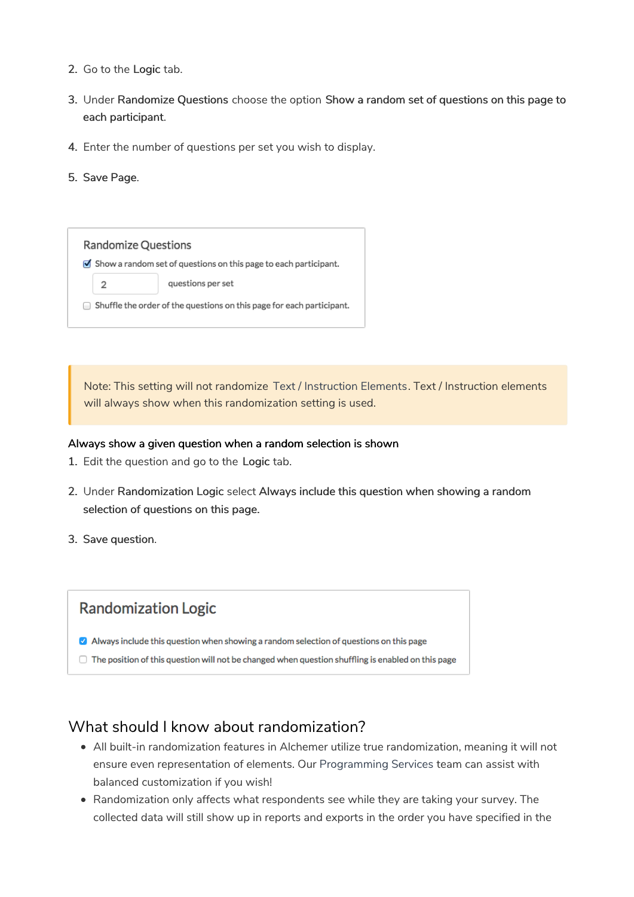2. Go to the **Logic** tab.

3. Under **Randomize Questions** choose the option **Show a random set of questions on this page to each participant**.

4. Enter the number of questions per set you wish to display.

5. **Save Page**.

Randomize Questions

- [x] Show a random set of questions on this page to each participant.

  2 questions per set

- [ ] Shuffle the order of the questions on this page for each participant.

> Note: This setting will not randomize Text / Instruction Elements. Text / Instruction elements will always show when this randomization setting is used.

**Always show a given question when a random selection is shown**

1. Edit the question and go to the **Logic** tab.

2. Under **Randomization Logic** select **Always include this question when showing a random selection of questions on this page.**

3. **Save question**.

Randomization Logic

- [x] Always include this question when showing a random selection of questions on this page
- [ ] The position of this question will not be changed when question shuffling is enabled on this page

## What should I know about randomization?

- All built-in randomization features in Alchemer utilize true randomization, meaning it will not ensure even representation of elements. Our Programming Services team can assist with balanced customization if you wish!
- Randomization only affects what respondents see while they are taking your survey. The collected data will still show up in reports and exports in the order you have specified in the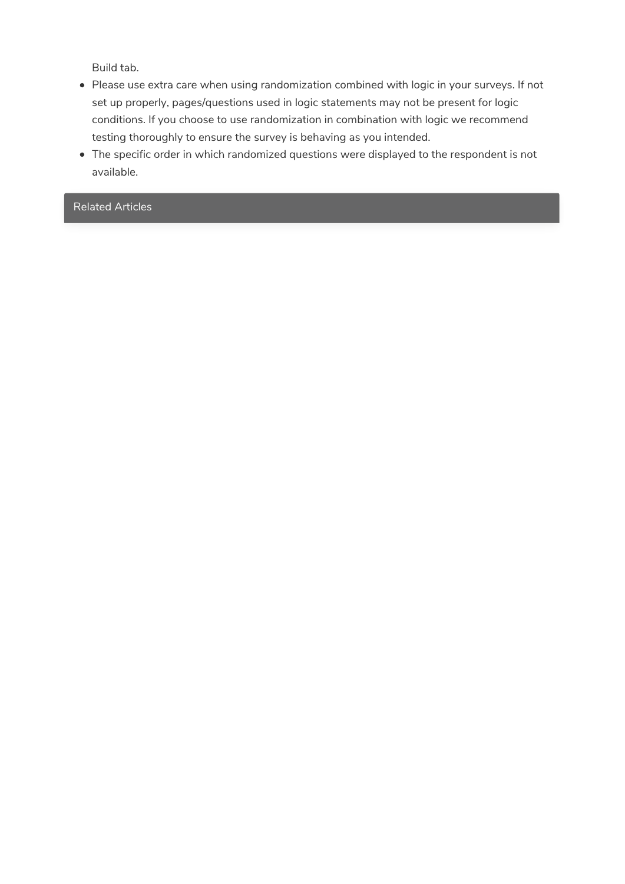Build tab.

- Please use extra care when using randomization combined with logic in your surveys. If not set up properly, pages/questions used in logic statements may not be present for logic conditions. If you choose to use randomization in combination with logic we recommend testing thoroughly to ensure the survey is behaving as you intended.
- The specific order in which randomized questions were displayed to the respondent is not available.

## Related Articles